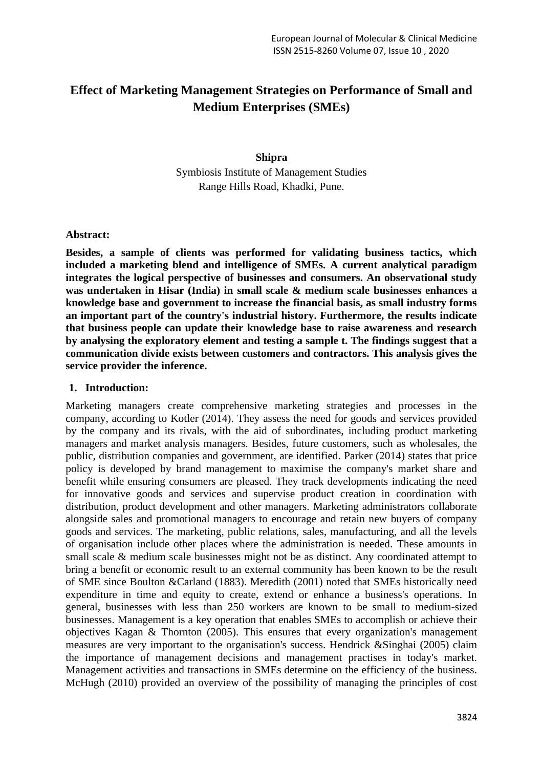# Effect of Marketing Management Strategies on Performance of Small and Medium Enterprises (SMEs)

**Shipra**

Symbiosis Institute of Management Studies
Range Hills Road, Khadki, Pune.

**Abstract:**

**Besides, a sample of clients was performed for validating business tactics, which included a marketing blend and intelligence of SMEs. A current analytical paradigm integrates the logical perspective of businesses and consumers. An observational study was undertaken in Hisar (India) in small scale & medium scale businesses enhances a knowledge base and government to increase the financial basis, as small industry forms an important part of the country's industrial history. Furthermore, the results indicate that business people can update their knowledge base to raise awareness and research by analysing the exploratory element and testing a sample t. The findings suggest that a communication divide exists between customers and contractors. This analysis gives the service provider the inference.**

## 1. Introduction:

Marketing managers create comprehensive marketing strategies and processes in the company, according to Kotler (2014). They assess the need for goods and services provided by the company and its rivals, with the aid of subordinates, including product marketing managers and market analysis managers. Besides, future customers, such as wholesales, the public, distribution companies and government, are identified. Parker (2014) states that price policy is developed by brand management to maximise the company's market share and benefit while ensuring consumers are pleased. They track developments indicating the need for innovative goods and services and supervise product creation in coordination with distribution, product development and other managers. Marketing administrators collaborate alongside sales and promotional managers to encourage and retain new buyers of company goods and services. The marketing, public relations, sales, manufacturing, and all the levels of organisation include other places where the administration is needed. These amounts in small scale & medium scale businesses might not be as distinct. Any coordinated attempt to bring a benefit or economic result to an external community has been known to be the result of SME since Boulton &Carland (1883). Meredith (2001) noted that SMEs historically need expenditure in time and equity to create, extend or enhance a business's operations. In general, businesses with less than 250 workers are known to be small to medium-sized businesses. Management is a key operation that enables SMEs to accomplish or achieve their objectives Kagan & Thornton (2005). This ensures that every organization's management measures are very important to the organisation's success. Hendrick &Singhai (2005) claim the importance of management decisions and management practises in today's market. Management activities and transactions in SMEs determine on the efficiency of the business. McHugh (2010) provided an overview of the possibility of managing the principles of cost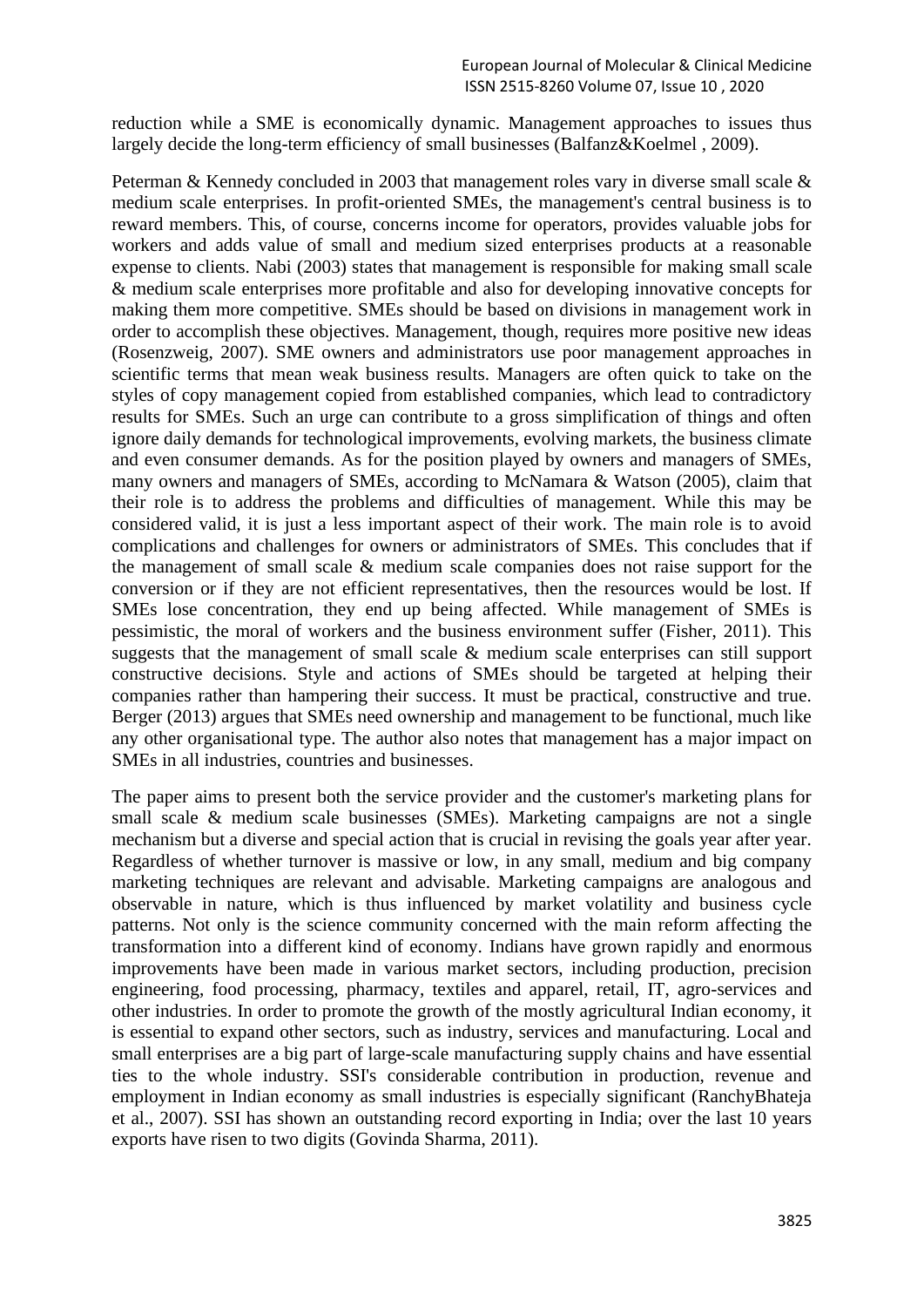reduction while a SME is economically dynamic. Management approaches to issues thus largely decide the long-term efficiency of small businesses (Balfanz&Koelmel , 2009).

Peterman & Kennedy concluded in 2003 that management roles vary in diverse small scale & medium scale enterprises. In profit-oriented SMEs, the management's central business is to reward members. This, of course, concerns income for operators, provides valuable jobs for workers and adds value of small and medium sized enterprises products at a reasonable expense to clients. Nabi (2003) states that management is responsible for making small scale & medium scale enterprises more profitable and also for developing innovative concepts for making them more competitive. SMEs should be based on divisions in management work in order to accomplish these objectives. Management, though, requires more positive new ideas (Rosenzweig, 2007). SME owners and administrators use poor management approaches in scientific terms that mean weak business results. Managers are often quick to take on the styles of copy management copied from established companies, which lead to contradictory results for SMEs. Such an urge can contribute to a gross simplification of things and often ignore daily demands for technological improvements, evolving markets, the business climate and even consumer demands. As for the position played by owners and managers of SMEs, many owners and managers of SMEs, according to McNamara & Watson (2005), claim that their role is to address the problems and difficulties of management. While this may be considered valid, it is just a less important aspect of their work. The main role is to avoid complications and challenges for owners or administrators of SMEs. This concludes that if the management of small scale & medium scale companies does not raise support for the conversion or if they are not efficient representatives, then the resources would be lost. If SMEs lose concentration, they end up being affected. While management of SMEs is pessimistic, the moral of workers and the business environment suffer (Fisher, 2011). This suggests that the management of small scale & medium scale enterprises can still support constructive decisions. Style and actions of SMEs should be targeted at helping their companies rather than hampering their success. It must be practical, constructive and true. Berger (2013) argues that SMEs need ownership and management to be functional, much like any other organisational type. The author also notes that management has a major impact on SMEs in all industries, countries and businesses.

The paper aims to present both the service provider and the customer's marketing plans for small scale & medium scale businesses (SMEs). Marketing campaigns are not a single mechanism but a diverse and special action that is crucial in revising the goals year after year. Regardless of whether turnover is massive or low, in any small, medium and big company marketing techniques are relevant and advisable. Marketing campaigns are analogous and observable in nature, which is thus influenced by market volatility and business cycle patterns. Not only is the science community concerned with the main reform affecting the transformation into a different kind of economy. Indians have grown rapidly and enormous improvements have been made in various market sectors, including production, precision engineering, food processing, pharmacy, textiles and apparel, retail, IT, agro-services and other industries. In order to promote the growth of the mostly agricultural Indian economy, it is essential to expand other sectors, such as industry, services and manufacturing. Local and small enterprises are a big part of large-scale manufacturing supply chains and have essential ties to the whole industry. SSI's considerable contribution in production, revenue and employment in Indian economy as small industries is especially significant (RanchyBhateja et al., 2007). SSI has shown an outstanding record exporting in India; over the last 10 years exports have risen to two digits (Govinda Sharma, 2011).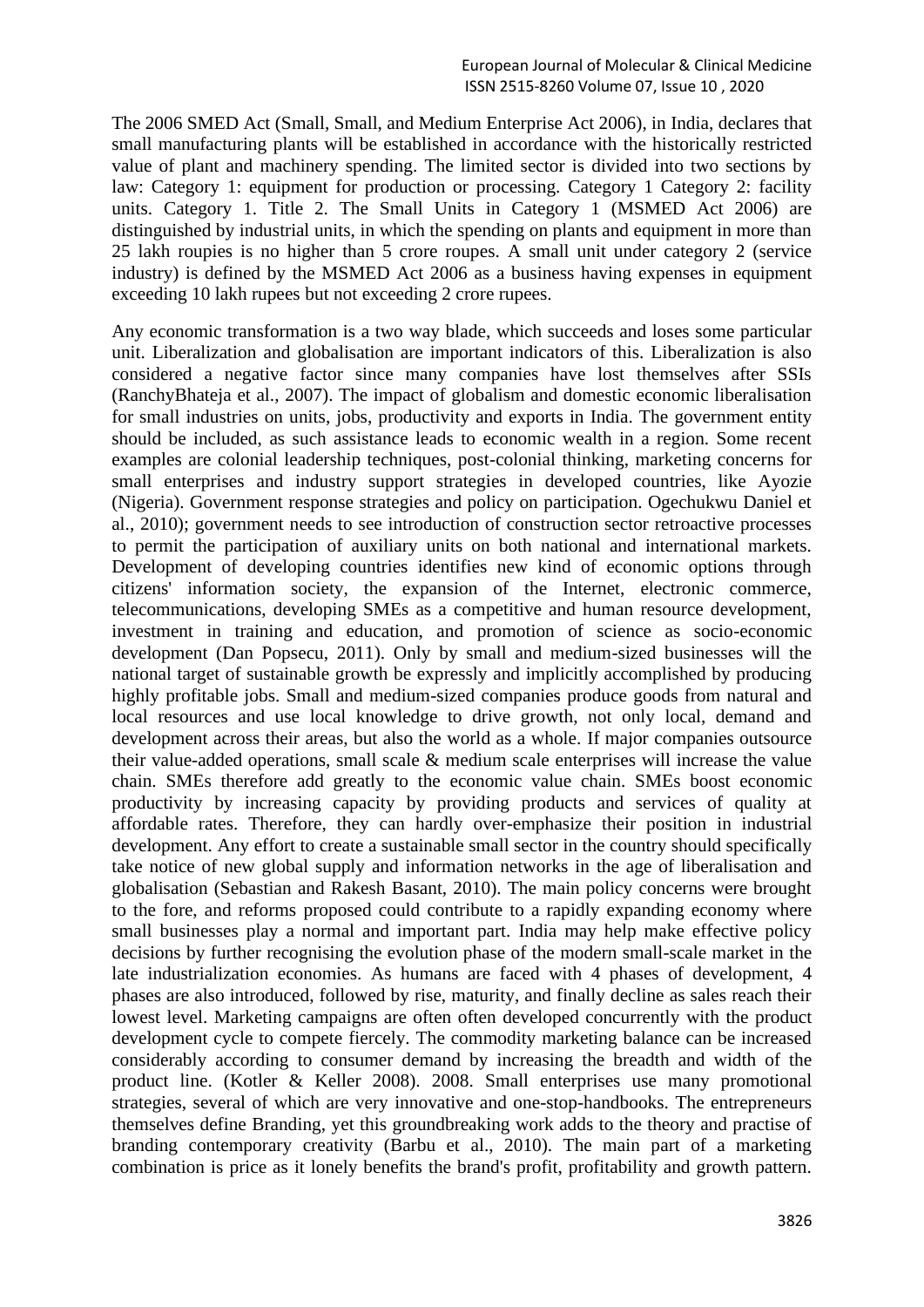The 2006 SMED Act (Small, Small, and Medium Enterprise Act 2006), in India, declares that small manufacturing plants will be established in accordance with the historically restricted value of plant and machinery spending. The limited sector is divided into two sections by law: Category 1: equipment for production or processing. Category 1 Category 2: facility units. Category 1. Title 2. The Small Units in Category 1 (MSMED Act 2006) are distinguished by industrial units, in which the spending on plants and equipment in more than 25 lakh roupies is no higher than 5 crore roupes. A small unit under category 2 (service industry) is defined by the MSMED Act 2006 as a business having expenses in equipment exceeding 10 lakh rupees but not exceeding 2 crore rupees.

Any economic transformation is a two way blade, which succeeds and loses some particular unit. Liberalization and globalisation are important indicators of this. Liberalization is also considered a negative factor since many companies have lost themselves after SSIs (RanchyBhateja et al., 2007). The impact of globalism and domestic economic liberalisation for small industries on units, jobs, productivity and exports in India. The government entity should be included, as such assistance leads to economic wealth in a region. Some recent examples are colonial leadership techniques, post-colonial thinking, marketing concerns for small enterprises and industry support strategies in developed countries, like Ayozie (Nigeria). Government response strategies and policy on participation. Ogechukwu Daniel et al., 2010); government needs to see introduction of construction sector retroactive processes to permit the participation of auxiliary units on both national and international markets. Development of developing countries identifies new kind of economic options through citizens' information society, the expansion of the Internet, electronic commerce, telecommunications, developing SMEs as a competitive and human resource development, investment in training and education, and promotion of science as socio-economic development (Dan Popsecu, 2011). Only by small and medium-sized businesses will the national target of sustainable growth be expressly and implicitly accomplished by producing highly profitable jobs. Small and medium-sized companies produce goods from natural and local resources and use local knowledge to drive growth, not only local, demand and development across their areas, but also the world as a whole. If major companies outsource their value-added operations, small scale & medium scale enterprises will increase the value chain. SMEs therefore add greatly to the economic value chain. SMEs boost economic productivity by increasing capacity by providing products and services of quality at affordable rates. Therefore, they can hardly over-emphasize their position in industrial development. Any effort to create a sustainable small sector in the country should specifically take notice of new global supply and information networks in the age of liberalisation and globalisation (Sebastian and Rakesh Basant, 2010). The main policy concerns were brought to the fore, and reforms proposed could contribute to a rapidly expanding economy where small businesses play a normal and important part. India may help make effective policy decisions by further recognising the evolution phase of the modern small-scale market in the late industrialization economies. As humans are faced with 4 phases of development, 4 phases are also introduced, followed by rise, maturity, and finally decline as sales reach their lowest level. Marketing campaigns are often often developed concurrently with the product development cycle to compete fiercely. The commodity marketing balance can be increased considerably according to consumer demand by increasing the breadth and width of the product line. (Kotler & Keller 2008). 2008. Small enterprises use many promotional strategies, several of which are very innovative and one-stop-handbooks. The entrepreneurs themselves define Branding, yet this groundbreaking work adds to the theory and practise of branding contemporary creativity (Barbu et al., 2010). The main part of a marketing combination is price as it lonely benefits the brand's profit, profitability and growth pattern.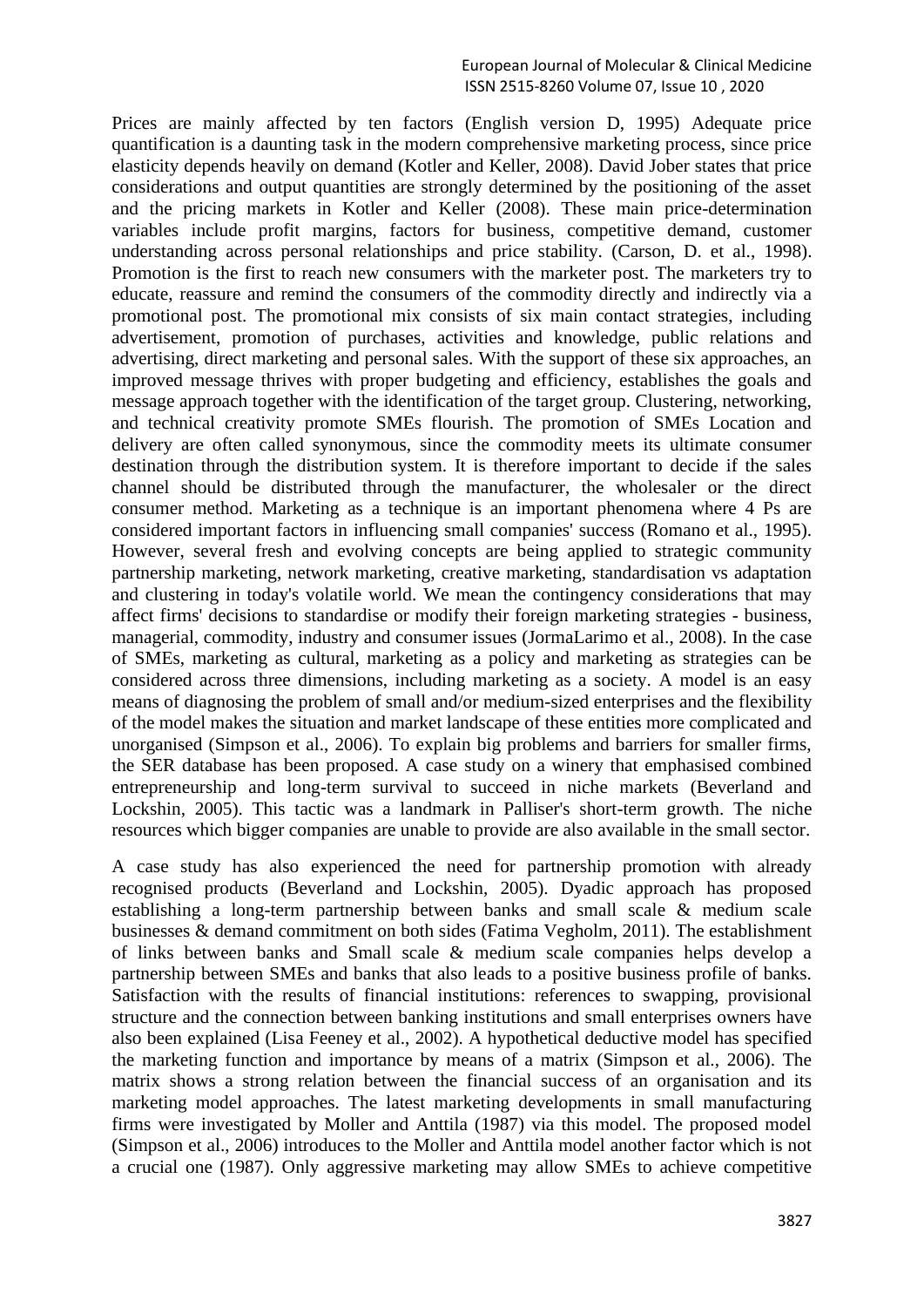Prices are mainly affected by ten factors (English version D, 1995) Adequate price quantification is a daunting task in the modern comprehensive marketing process, since price elasticity depends heavily on demand (Kotler and Keller, 2008). David Jober states that price considerations and output quantities are strongly determined by the positioning of the asset and the pricing markets in Kotler and Keller (2008). These main price-determination variables include profit margins, factors for business, competitive demand, customer understanding across personal relationships and price stability. (Carson, D. et al., 1998). Promotion is the first to reach new consumers with the marketer post. The marketers try to educate, reassure and remind the consumers of the commodity directly and indirectly via a promotional post. The promotional mix consists of six main contact strategies, including advertisement, promotion of purchases, activities and knowledge, public relations and advertising, direct marketing and personal sales. With the support of these six approaches, an improved message thrives with proper budgeting and efficiency, establishes the goals and message approach together with the identification of the target group. Clustering, networking, and technical creativity promote SMEs flourish. The promotion of SMEs Location and delivery are often called synonymous, since the commodity meets its ultimate consumer destination through the distribution system. It is therefore important to decide if the sales channel should be distributed through the manufacturer, the wholesaler or the direct consumer method. Marketing as a technique is an important phenomena where 4 Ps are considered important factors in influencing small companies' success (Romano et al., 1995). However, several fresh and evolving concepts are being applied to strategic community partnership marketing, network marketing, creative marketing, standardisation vs adaptation and clustering in today's volatile world. We mean the contingency considerations that may affect firms' decisions to standardise or modify their foreign marketing strategies - business, managerial, commodity, industry and consumer issues (JormaLarimo et al., 2008). In the case of SMEs, marketing as cultural, marketing as a policy and marketing as strategies can be considered across three dimensions, including marketing as a society. A model is an easy means of diagnosing the problem of small and/or medium-sized enterprises and the flexibility of the model makes the situation and market landscape of these entities more complicated and unorganised (Simpson et al., 2006). To explain big problems and barriers for smaller firms, the SER database has been proposed. A case study on a winery that emphasised combined entrepreneurship and long-term survival to succeed in niche markets (Beverland and Lockshin, 2005). This tactic was a landmark in Palliser's short-term growth. The niche resources which bigger companies are unable to provide are also available in the small sector.

A case study has also experienced the need for partnership promotion with already recognised products (Beverland and Lockshin, 2005). Dyadic approach has proposed establishing a long-term partnership between banks and small scale & medium scale businesses & demand commitment on both sides (Fatima Vegholm, 2011). The establishment of links between banks and Small scale & medium scale companies helps develop a partnership between SMEs and banks that also leads to a positive business profile of banks. Satisfaction with the results of financial institutions: references to swapping, provisional structure and the connection between banking institutions and small enterprises owners have also been explained (Lisa Feeney et al., 2002). A hypothetical deductive model has specified the marketing function and importance by means of a matrix (Simpson et al., 2006). The matrix shows a strong relation between the financial success of an organisation and its marketing model approaches. The latest marketing developments in small manufacturing firms were investigated by Moller and Anttila (1987) via this model. The proposed model (Simpson et al., 2006) introduces to the Moller and Anttila model another factor which is not a crucial one (1987). Only aggressive marketing may allow SMEs to achieve competitive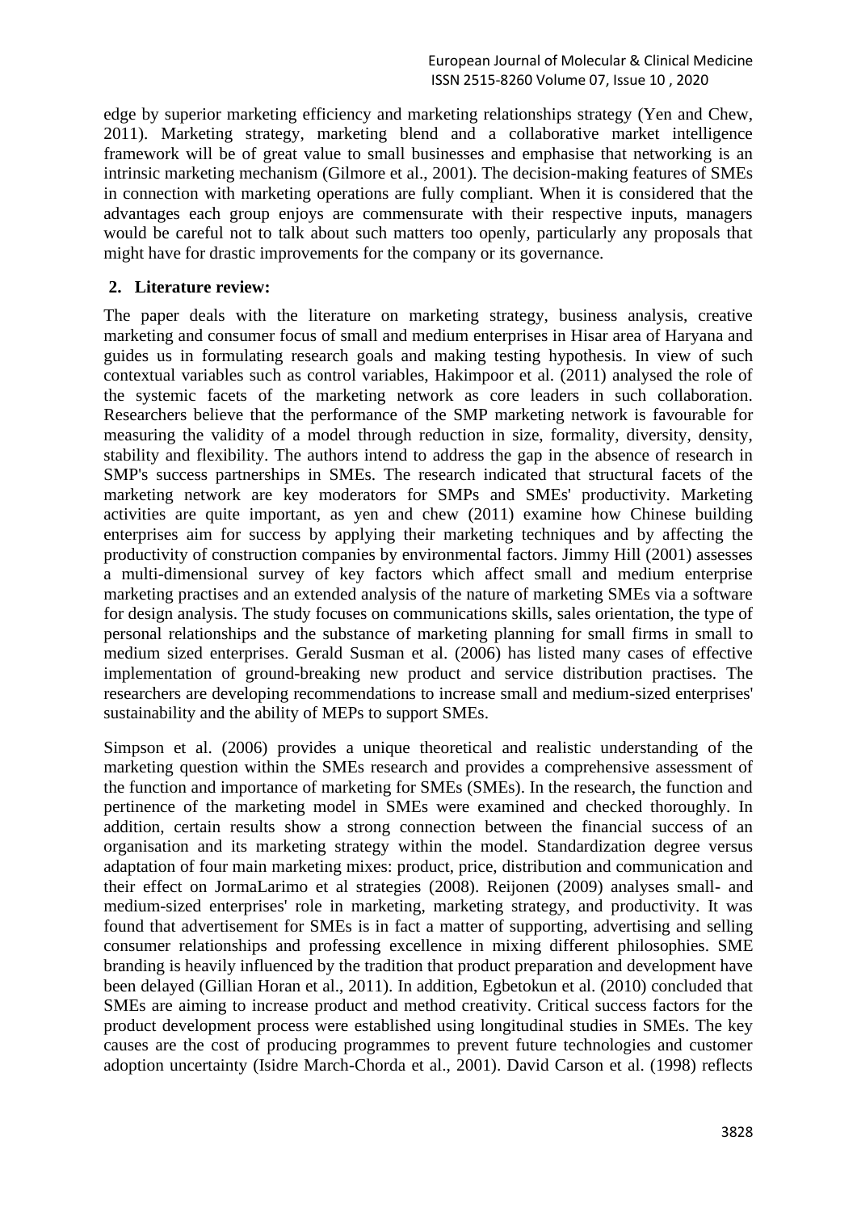edge by superior marketing efficiency and marketing relationships strategy (Yen and Chew, 2011). Marketing strategy, marketing blend and a collaborative market intelligence framework will be of great value to small businesses and emphasise that networking is an intrinsic marketing mechanism (Gilmore et al., 2001). The decision-making features of SMEs in connection with marketing operations are fully compliant. When it is considered that the advantages each group enjoys are commensurate with their respective inputs, managers would be careful not to talk about such matters too openly, particularly any proposals that might have for drastic improvements for the company or its governance.

## 2. Literature review:

The paper deals with the literature on marketing strategy, business analysis, creative marketing and consumer focus of small and medium enterprises in Hisar area of Haryana and guides us in formulating research goals and making testing hypothesis. In view of such contextual variables such as control variables, Hakimpoor et al. (2011) analysed the role of the systemic facets of the marketing network as core leaders in such collaboration. Researchers believe that the performance of the SMP marketing network is favourable for measuring the validity of a model through reduction in size, formality, diversity, density, stability and flexibility. The authors intend to address the gap in the absence of research in SMP's success partnerships in SMEs. The research indicated that structural facets of the marketing network are key moderators for SMPs and SMEs' productivity. Marketing activities are quite important, as yen and chew (2011) examine how Chinese building enterprises aim for success by applying their marketing techniques and by affecting the productivity of construction companies by environmental factors. Jimmy Hill (2001) assesses a multi-dimensional survey of key factors which affect small and medium enterprise marketing practises and an extended analysis of the nature of marketing SMEs via a software for design analysis. The study focuses on communications skills, sales orientation, the type of personal relationships and the substance of marketing planning for small firms in small to medium sized enterprises. Gerald Susman et al. (2006) has listed many cases of effective implementation of ground-breaking new product and service distribution practises. The researchers are developing recommendations to increase small and medium-sized enterprises' sustainability and the ability of MEPs to support SMEs.

Simpson et al. (2006) provides a unique theoretical and realistic understanding of the marketing question within the SMEs research and provides a comprehensive assessment of the function and importance of marketing for SMEs (SMEs). In the research, the function and pertinence of the marketing model in SMEs were examined and checked thoroughly. In addition, certain results show a strong connection between the financial success of an organisation and its marketing strategy within the model. Standardization degree versus adaptation of four main marketing mixes: product, price, distribution and communication and their effect on JormaLarimo et al strategies (2008). Reijonen (2009) analyses small- and medium-sized enterprises' role in marketing, marketing strategy, and productivity. It was found that advertisement for SMEs is in fact a matter of supporting, advertising and selling consumer relationships and professing excellence in mixing different philosophies. SME branding is heavily influenced by the tradition that product preparation and development have been delayed (Gillian Horan et al., 2011). In addition, Egbetokun et al. (2010) concluded that SMEs are aiming to increase product and method creativity. Critical success factors for the product development process were established using longitudinal studies in SMEs. The key causes are the cost of producing programmes to prevent future technologies and customer adoption uncertainty (Isidre March-Chorda et al., 2001). David Carson et al. (1998) reflects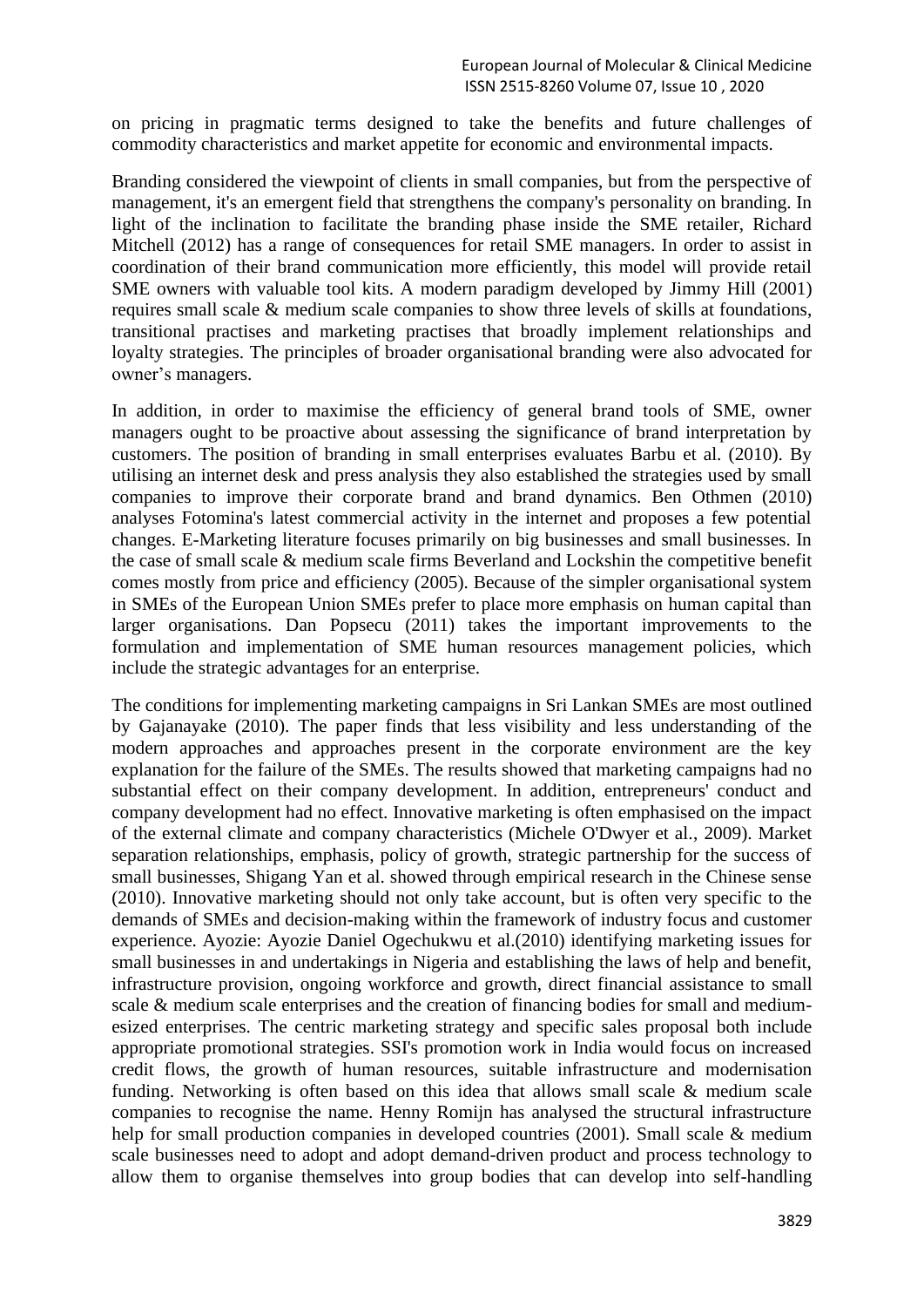on pricing in pragmatic terms designed to take the benefits and future challenges of commodity characteristics and market appetite for economic and environmental impacts.

Branding considered the viewpoint of clients in small companies, but from the perspective of management, it's an emergent field that strengthens the company's personality on branding. In light of the inclination to facilitate the branding phase inside the SME retailer, Richard Mitchell (2012) has a range of consequences for retail SME managers. In order to assist in coordination of their brand communication more efficiently, this model will provide retail SME owners with valuable tool kits. A modern paradigm developed by Jimmy Hill (2001) requires small scale & medium scale companies to show three levels of skills at foundations, transitional practises and marketing practises that broadly implement relationships and loyalty strategies. The principles of broader organisational branding were also advocated for owner's managers.

In addition, in order to maximise the efficiency of general brand tools of SME, owner managers ought to be proactive about assessing the significance of brand interpretation by customers. The position of branding in small enterprises evaluates Barbu et al. (2010). By utilising an internet desk and press analysis they also established the strategies used by small companies to improve their corporate brand and brand dynamics. Ben Othmen (2010) analyses Fotomina's latest commercial activity in the internet and proposes a few potential changes. E-Marketing literature focuses primarily on big businesses and small businesses. In the case of small scale & medium scale firms Beverland and Lockshin the competitive benefit comes mostly from price and efficiency (2005). Because of the simpler organisational system in SMEs of the European Union SMEs prefer to place more emphasis on human capital than larger organisations. Dan Popsecu (2011) takes the important improvements to the formulation and implementation of SME human resources management policies, which include the strategic advantages for an enterprise.

The conditions for implementing marketing campaigns in Sri Lankan SMEs are most outlined by Gajanayake (2010). The paper finds that less visibility and less understanding of the modern approaches and approaches present in the corporate environment are the key explanation for the failure of the SMEs. The results showed that marketing campaigns had no substantial effect on their company development. In addition, entrepreneurs' conduct and company development had no effect. Innovative marketing is often emphasised on the impact of the external climate and company characteristics (Michele O'Dwyer et al., 2009). Market separation relationships, emphasis, policy of growth, strategic partnership for the success of small businesses, Shigang Yan et al. showed through empirical research in the Chinese sense (2010). Innovative marketing should not only take account, but is often very specific to the demands of SMEs and decision-making within the framework of industry focus and customer experience. Ayozie: Ayozie Daniel Ogechukwu et al.(2010) identifying marketing issues for small businesses in and undertakings in Nigeria and establishing the laws of help and benefit, infrastructure provision, ongoing workforce and growth, direct financial assistance to small scale & medium scale enterprises and the creation of financing bodies for small and mediumesized enterprises. The centric marketing strategy and specific sales proposal both include appropriate promotional strategies. SSI's promotion work in India would focus on increased credit flows, the growth of human resources, suitable infrastructure and modernisation funding. Networking is often based on this idea that allows small scale & medium scale companies to recognise the name. Henny Romijn has analysed the structural infrastructure help for small production companies in developed countries (2001). Small scale & medium scale businesses need to adopt and adopt demand-driven product and process technology to allow them to organise themselves into group bodies that can develop into self-handling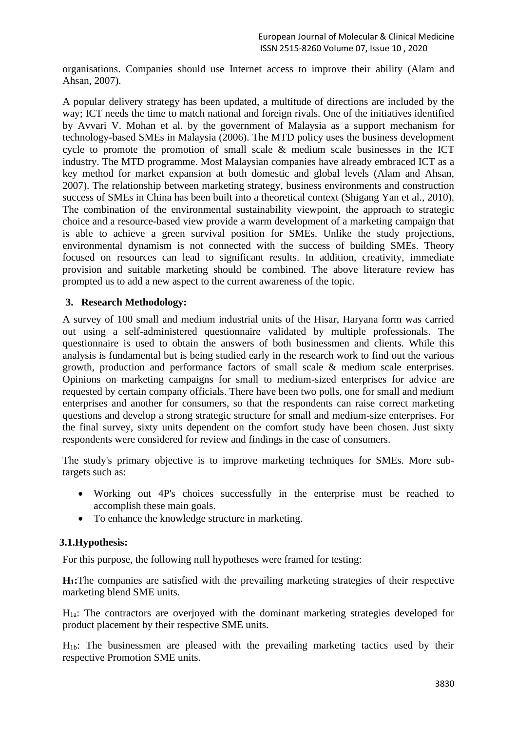organisations. Companies should use Internet access to improve their ability (Alam and Ahsan, 2007).

A popular delivery strategy has been updated, a multitude of directions are included by the way; ICT needs the time to match national and foreign rivals. One of the initiatives identified by Avvari V. Mohan et al. by the government of Malaysia as a support mechanism for technology-based SMEs in Malaysia (2006). The MTD policy uses the business development cycle to promote the promotion of small scale & medium scale businesses in the ICT industry. The MTD programme. Most Malaysian companies have already embraced ICT as a key method for market expansion at both domestic and global levels (Alam and Ahsan, 2007). The relationship between marketing strategy, business environments and construction success of SMEs in China has been built into a theoretical context (Shigang Yan et al., 2010). The combination of the environmental sustainability viewpoint, the approach to strategic choice and a resource-based view provide a warm development of a marketing campaign that is able to achieve a green survival position for SMEs. Unlike the study projections, environmental dynamism is not connected with the success of building SMEs. Theory focused on resources can lead to significant results. In addition, creativity, immediate provision and suitable marketing should be combined. The above literature review has prompted us to add a new aspect to the current awareness of the topic.

## 3. Research Methodology:

A survey of 100 small and medium industrial units of the Hisar, Haryana form was carried out using a self-administered questionnaire validated by multiple professionals. The questionnaire is used to obtain the answers of both businessmen and clients. While this analysis is fundamental but is being studied early in the research work to find out the various growth, production and performance factors of small scale & medium scale enterprises. Opinions on marketing campaigns for small to medium-sized enterprises for advice are requested by certain company officials. There have been two polls, one for small and medium enterprises and another for consumers, so that the respondents can raise correct marketing questions and develop a strong strategic structure for small and medium-size enterprises. For the final survey, sixty units dependent on the comfort study have been chosen. Just sixty respondents were considered for review and findings in the case of consumers.

The study's primary objective is to improve marketing techniques for SMEs. More sub-targets such as:

- Working out 4P's choices successfully in the enterprise must be reached to accomplish these main goals.
- To enhance the knowledge structure in marketing.

### 3.1.Hypothesis:

For this purpose, the following null hypotheses were framed for testing:

**$H_1$:**The companies are satisfied with the prevailing marketing strategies of their respective marketing blend SME units.

$H_{1a}$: The contractors are overjoyed with the dominant marketing strategies developed for product placement by their respective SME units.

$H_{1b}$: The businessmen are pleased with the prevailing marketing tactics used by their respective Promotion SME units.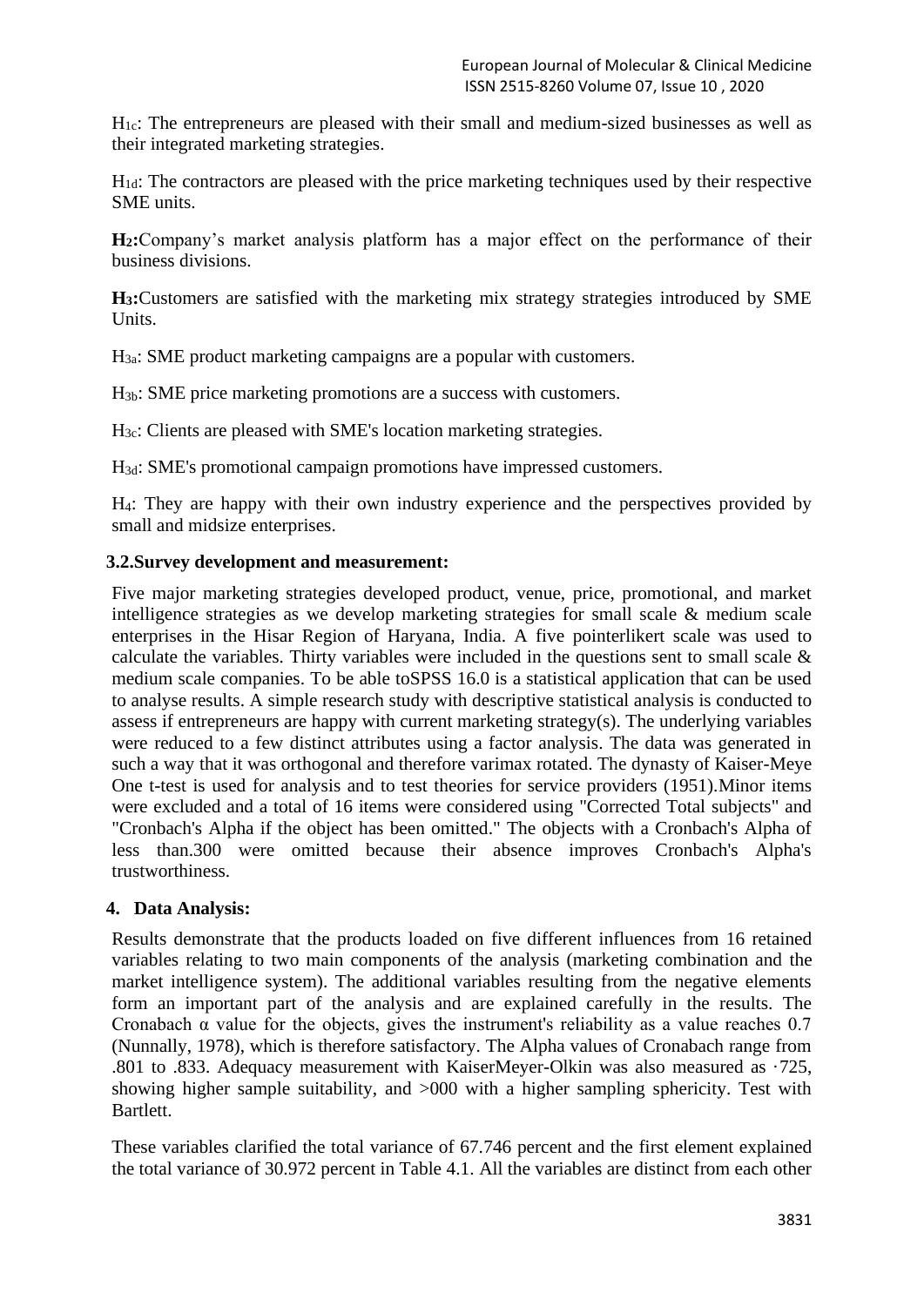$H_{1c}$: The entrepreneurs are pleased with their small and medium-sized businesses as well as their integrated marketing strategies.

$H_{1d}$: The contractors are pleased with the price marketing techniques used by their respective SME units.

**$H_2$:**Company's market analysis platform has a major effect on the performance of their business divisions.

**$H_3$:**Customers are satisfied with the marketing mix strategy strategies introduced by SME Units.

$H_{3a}$: SME product marketing campaigns are a popular with customers.

$H_{3b}$: SME price marketing promotions are a success with customers.

$H_{3c}$: Clients are pleased with SME's location marketing strategies.

$H_{3d}$: SME's promotional campaign promotions have impressed customers.

$H_4$: They are happy with their own industry experience and the perspectives provided by small and midsize enterprises.

### 3.2.Survey development and measurement:

Five major marketing strategies developed product, venue, price, promotional, and market intelligence strategies as we develop marketing strategies for small scale & medium scale enterprises in the Hisar Region of Haryana, India. A five pointerlikert scale was used to calculate the variables. Thirty variables were included in the questions sent to small scale & medium scale companies. To be able toSPSS 16.0 is a statistical application that can be used to analyse results. A simple research study with descriptive statistical analysis is conducted to assess if entrepreneurs are happy with current marketing strategy(s). The underlying variables were reduced to a few distinct attributes using a factor analysis. The data was generated in such a way that it was orthogonal and therefore varimax rotated. The dynasty of Kaiser-Meye One t-test is used for analysis and to test theories for service providers (1951).Minor items were excluded and a total of 16 items were considered using "Corrected Total subjects" and "Cronbach's Alpha if the object has been omitted." The objects with a Cronbach's Alpha of less than.300 were omitted because their absence improves Cronbach's Alpha's trustworthiness.

## 4. Data Analysis:

Results demonstrate that the products loaded on five different influences from 16 retained variables relating to two main components of the analysis (marketing combination and the market intelligence system). The additional variables resulting from the negative elements form an important part of the analysis and are explained carefully in the results. The Cronabach $\alpha$ value for the objects, gives the instrument's reliability as a value reaches 0.7 (Nunnally, 1978), which is therefore satisfactory. The Alpha values of Cronabach range from .801 to .833. Adequacy measurement with KaiserMeyer-Olkin was also measured as ·725, showing higher sample suitability, and >000 with a higher sampling sphericity. Test with Bartlett.

These variables clarified the total variance of 67.746 percent and the first element explained the total variance of 30.972 percent in Table 4.1. All the variables are distinct from each other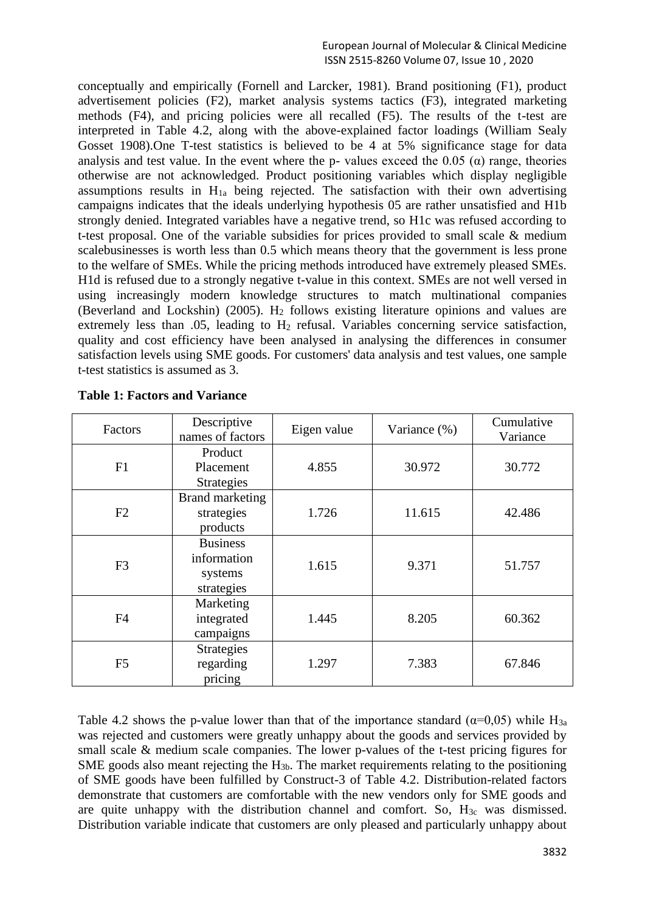conceptually and empirically (Fornell and Larcker, 1981). Brand positioning (F1), product advertisement policies (F2), market analysis systems tactics (F3), integrated marketing methods (F4), and pricing policies were all recalled (F5). The results of the t-test are interpreted in Table 4.2, along with the above-explained factor loadings (William Sealy Gosset 1908).One T-test statistics is believed to be 4 at 5% significance stage for data analysis and test value. In the event where the p- values exceed the 0.05 (α) range, theories otherwise are not acknowledged. Product positioning variables which display negligible assumptions results in $H_{1a}$ being rejected. The satisfaction with their own advertising campaigns indicates that the ideals underlying hypothesis 05 are rather unsatisfied and H1b strongly denied. Integrated variables have a negative trend, so H1c was refused according to t-test proposal. One of the variable subsidies for prices provided to small scale & medium scalebusinesses is worth less than 0.5 which means theory that the government is less prone to the welfare of SMEs. While the pricing methods introduced have extremely pleased SMEs. H1d is refused due to a strongly negative t-value in this context. SMEs are not well versed in using increasingly modern knowledge structures to match multinational companies (Beverland and Lockshin) (2005). $H_2$ follows existing literature opinions and values are extremely less than .05, leading to $H_2$ refusal. Variables concerning service satisfaction, quality and cost efficiency have been analysed in analysing the differences in consumer satisfaction levels using SME goods. For customers' data analysis and test values, one sample t-test statistics is assumed as 3.

**Table 1: Factors and Variance**

| Factors | Descriptive names of factors | Eigen value | Variance (%) | Cumulative Variance |
|---|---|---|---|---|
| F1 | Product Placement Strategies | 4.855 | 30.972 | 30.772 |
| F2 | Brand marketing strategies products | 1.726 | 11.615 | 42.486 |
| F3 | Business information systems strategies | 1.615 | 9.371 | 51.757 |
| F4 | Marketing integrated campaigns | 1.445 | 8.205 | 60.362 |
| F5 | Strategies regarding pricing | 1.297 | 7.383 | 67.846 |

Table 4.2 shows the p-value lower than that of the importance standard (α=0,05) while $H_{3a}$ was rejected and customers were greatly unhappy about the goods and services provided by small scale & medium scale companies. The lower p-values of the t-test pricing figures for SME goods also meant rejecting the $H_{3b}$. The market requirements relating to the positioning of SME goods have been fulfilled by Construct-3 of Table 4.2. Distribution-related factors demonstrate that customers are comfortable with the new vendors only for SME goods and are quite unhappy with the distribution channel and comfort. So, $H_{3c}$ was dismissed. Distribution variable indicate that customers are only pleased and particularly unhappy about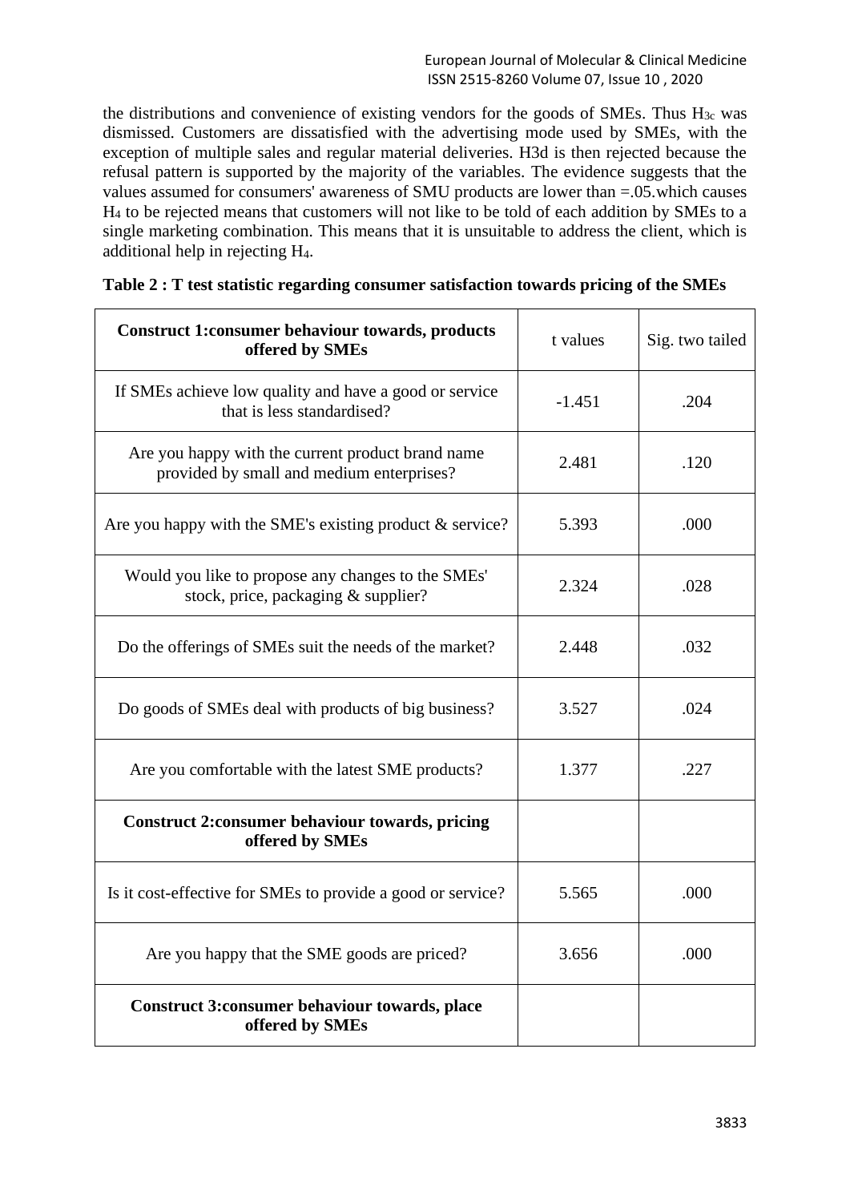the distributions and convenience of existing vendors for the goods of SMEs. Thus $H_{3c}$ was dismissed. Customers are dissatisfied with the advertising mode used by SMEs, with the exception of multiple sales and regular material deliveries. H3d is then rejected because the refusal pattern is supported by the majority of the variables. The evidence suggests that the values assumed for consumers' awareness of SMU products are lower than =.05.which causes $H_4$ to be rejected means that customers will not like to be told of each addition by SMEs to a single marketing combination. This means that it is unsuitable to address the client, which is additional help in rejecting $H_4$.

**Table 2 : T test statistic regarding consumer satisfaction towards pricing of the SMEs**

| **Construct 1:consumer behaviour towards, products offered by SMEs** | t values | Sig. two tailed |
|---|---|---|
| If SMEs achieve low quality and have a good or service that is less standardised? | -1.451 | .204 |
| Are you happy with the current product brand name provided by small and medium enterprises? | 2.481 | .120 |
| Are you happy with the SME's existing product & service? | 5.393 | .000 |
| Would you like to propose any changes to the SMEs' stock, price, packaging & supplier? | 2.324 | .028 |
| Do the offerings of SMEs suit the needs of the market? | 2.448 | .032 |
| Do goods of SMEs deal with products of big business? | 3.527 | .024 |
| Are you comfortable with the latest SME products? | 1.377 | .227 |
| **Construct 2:consumer behaviour towards, pricing offered by SMEs** | | |
| Is it cost-effective for SMEs to provide a good or service? | 5.565 | .000 |
| Are you happy that the SME goods are priced? | 3.656 | .000 |
| **Construct 3:consumer behaviour towards, place offered by SMEs** | | |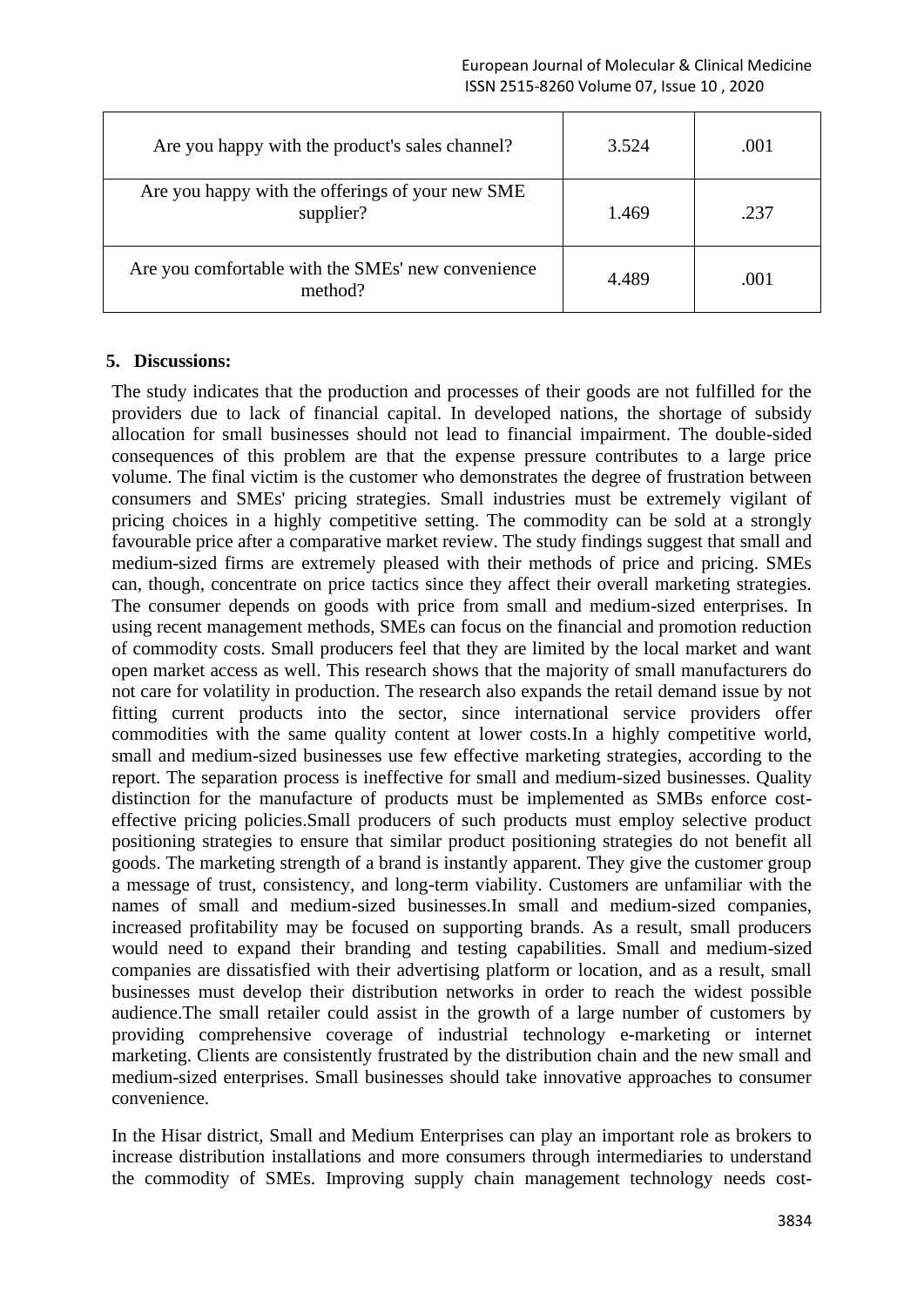| Are you happy with the product's sales channel? | 3.524 | .001 |
|---|---|---|
| Are you happy with the offerings of your new SME supplier? | 1.469 | .237 |
| Are you comfortable with the SMEs' new convenience method? | 4.489 | .001 |

## 5. Discussions:

The study indicates that the production and processes of their goods are not fulfilled for the providers due to lack of financial capital. In developed nations, the shortage of subsidy allocation for small businesses should not lead to financial impairment. The double-sided consequences of this problem are that the expense pressure contributes to a large price volume. The final victim is the customer who demonstrates the degree of frustration between consumers and SMEs' pricing strategies. Small industries must be extremely vigilant of pricing choices in a highly competitive setting. The commodity can be sold at a strongly favourable price after a comparative market review. The study findings suggest that small and medium-sized firms are extremely pleased with their methods of price and pricing. SMEs can, though, concentrate on price tactics since they affect their overall marketing strategies. The consumer depends on goods with price from small and medium-sized enterprises. In using recent management methods, SMEs can focus on the financial and promotion reduction of commodity costs. Small producers feel that they are limited by the local market and want open market access as well. This research shows that the majority of small manufacturers do not care for volatility in production. The research also expands the retail demand issue by not fitting current products into the sector, since international service providers offer commodities with the same quality content at lower costs.In a highly competitive world, small and medium-sized businesses use few effective marketing strategies, according to the report. The separation process is ineffective for small and medium-sized businesses. Quality distinction for the manufacture of products must be implemented as SMBs enforce cost-effective pricing policies.Small producers of such products must employ selective product positioning strategies to ensure that similar product positioning strategies do not benefit all goods. The marketing strength of a brand is instantly apparent. They give the customer group a message of trust, consistency, and long-term viability. Customers are unfamiliar with the names of small and medium-sized businesses.In small and medium-sized companies, increased profitability may be focused on supporting brands. As a result, small producers would need to expand their branding and testing capabilities. Small and medium-sized companies are dissatisfied with their advertising platform or location, and as a result, small businesses must develop their distribution networks in order to reach the widest possible audience.The small retailer could assist in the growth of a large number of customers by providing comprehensive coverage of industrial technology e-marketing or internet marketing. Clients are consistently frustrated by the distribution chain and the new small and medium-sized enterprises. Small businesses should take innovative approaches to consumer convenience.

In the Hisar district, Small and Medium Enterprises can play an important role as brokers to increase distribution installations and more consumers through intermediaries to understand the commodity of SMEs. Improving supply chain management technology needs cost-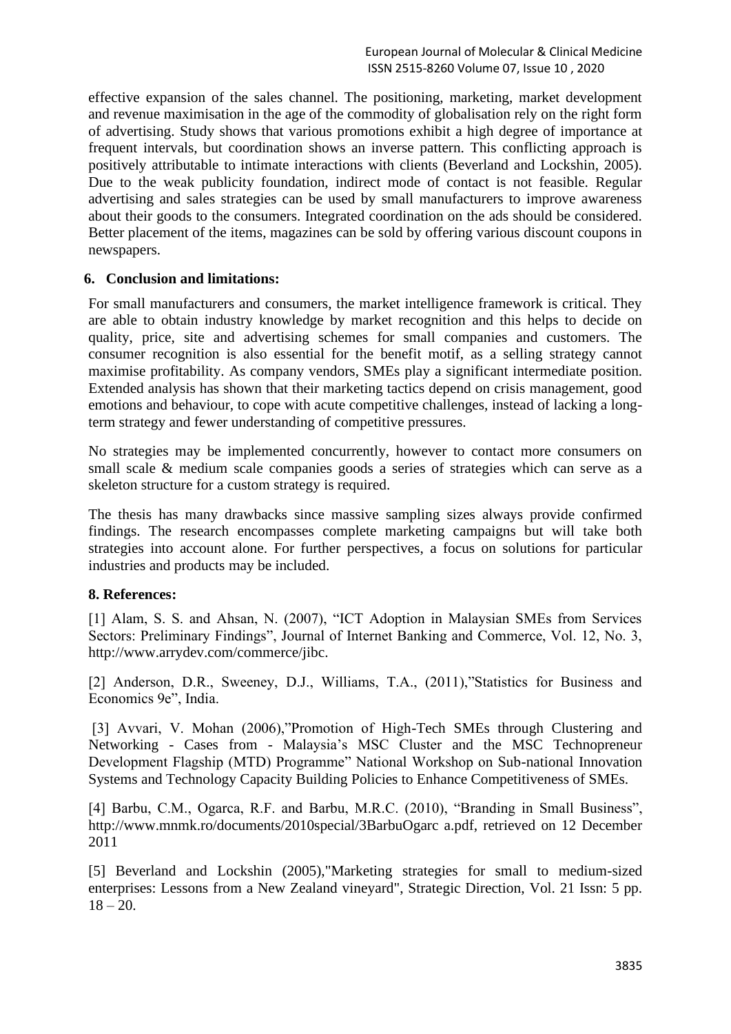effective expansion of the sales channel. The positioning, marketing, market development and revenue maximisation in the age of the commodity of globalisation rely on the right form of advertising. Study shows that various promotions exhibit a high degree of importance at frequent intervals, but coordination shows an inverse pattern. This conflicting approach is positively attributable to intimate interactions with clients (Beverland and Lockshin, 2005). Due to the weak publicity foundation, indirect mode of contact is not feasible. Regular advertising and sales strategies can be used by small manufacturers to improve awareness about their goods to the consumers. Integrated coordination on the ads should be considered. Better placement of the items, magazines can be sold by offering various discount coupons in newspapers.

## 6. Conclusion and limitations:

For small manufacturers and consumers, the market intelligence framework is critical. They are able to obtain industry knowledge by market recognition and this helps to decide on quality, price, site and advertising schemes for small companies and customers. The consumer recognition is also essential for the benefit motif, as a selling strategy cannot maximise profitability. As company vendors, SMEs play a significant intermediate position. Extended analysis has shown that their marketing tactics depend on crisis management, good emotions and behaviour, to cope with acute competitive challenges, instead of lacking a long-term strategy and fewer understanding of competitive pressures.

No strategies may be implemented concurrently, however to contact more consumers on small scale & medium scale companies goods a series of strategies which can serve as a skeleton structure for a custom strategy is required.

The thesis has many drawbacks since massive sampling sizes always provide confirmed findings. The research encompasses complete marketing campaigns but will take both strategies into account alone. For further perspectives, a focus on solutions for particular industries and products may be included.

## 8. References:

[1] Alam, S. S. and Ahsan, N. (2007), "ICT Adoption in Malaysian SMEs from Services Sectors: Preliminary Findings", Journal of Internet Banking and Commerce, Vol. 12, No. 3, http://www.arrydev.com/commerce/jibc.

[2] Anderson, D.R., Sweeney, D.J., Williams, T.A., (2011),"Statistics for Business and Economics 9e", India.

[3] Avvari, V. Mohan (2006),"Promotion of High-Tech SMEs through Clustering and Networking - Cases from - Malaysia's MSC Cluster and the MSC Technopreneur Development Flagship (MTD) Programme" National Workshop on Sub-national Innovation Systems and Technology Capacity Building Policies to Enhance Competitiveness of SMEs.

[4] Barbu, C.M., Ogarca, R.F. and Barbu, M.R.C. (2010), "Branding in Small Business", http://www.mnmk.ro/documents/2010special/3BarbuOgarc a.pdf, retrieved on 12 December 2011

[5] Beverland and Lockshin (2005),"Marketing strategies for small to medium-sized enterprises: Lessons from a New Zealand vineyard", Strategic Direction, Vol. 21 Issn: 5 pp. 18 – 20.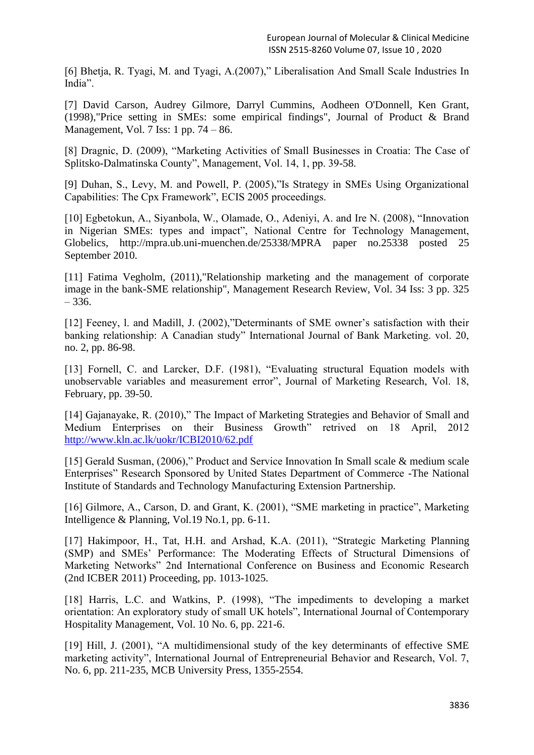[6] Bhetja, R. Tyagi, M. and Tyagi, A.(2007)," Liberalisation And Small Scale Industries In India".

[7] David Carson, Audrey Gilmore, Darryl Cummins, Aodheen O'Donnell, Ken Grant, (1998),"Price setting in SMEs: some empirical findings", Journal of Product & Brand Management, Vol. 7 Iss: 1 pp. 74 – 86.

[8] Dragnic, D. (2009), "Marketing Activities of Small Businesses in Croatia: The Case of Splitsko-Dalmatinska County", Management, Vol. 14, 1, pp. 39-58.

[9] Duhan, S., Levy, M. and Powell, P. (2005),"Is Strategy in SMEs Using Organizational Capabilities: The Cpx Framework", ECIS 2005 proceedings.

[10] Egbetokun, A., Siyanbola, W., Olamade, O., Adeniyi, A. and Ire N. (2008), "Innovation in Nigerian SMEs: types and impact", National Centre for Technology Management, Globelics, http://mpra.ub.uni-muenchen.de/25338/MPRA paper no.25338 posted 25 September 2010.

[11] Fatima Vegholm, (2011),"Relationship marketing and the management of corporate image in the bank-SME relationship", Management Research Review, Vol. 34 Iss: 3 pp. 325 – 336.

[12] Feeney, l. and Madill, J. (2002),"Determinants of SME owner's satisfaction with their banking relationship: A Canadian study" International Journal of Bank Marketing. vol. 20, no. 2, pp. 86-98.

[13] Fornell, C. and Larcker, D.F. (1981), "Evaluating structural Equation models with unobservable variables and measurement error", Journal of Marketing Research, Vol. 18, February, pp. 39-50.

[14] Gajanayake, R. (2010)," The Impact of Marketing Strategies and Behavior of Small and Medium Enterprises on their Business Growth" retrived on 18 April, 2012 http://www.kln.ac.lk/uokr/ICBI2010/62.pdf

[15] Gerald Susman, (2006)," Product and Service Innovation In Small scale & medium scale Enterprises" Research Sponsored by United States Department of Commerce -The National Institute of Standards and Technology Manufacturing Extension Partnership.

[16] Gilmore, A., Carson, D. and Grant, K. (2001), "SME marketing in practice", Marketing Intelligence & Planning, Vol.19 No.1, pp. 6-11.

[17] Hakimpoor, H., Tat, H.H. and Arshad, K.A. (2011), "Strategic Marketing Planning (SMP) and SMEs' Performance: The Moderating Effects of Structural Dimensions of Marketing Networks" 2nd International Conference on Business and Economic Research (2nd ICBER 2011) Proceeding, pp. 1013-1025.

[18] Harris, L.C. and Watkins, P. (1998), "The impediments to developing a market orientation: An exploratory study of small UK hotels", International Journal of Contemporary Hospitality Management, Vol. 10 No. 6, pp. 221-6.

[19] Hill, J. (2001), "A multidimensional study of the key determinants of effective SME marketing activity", International Journal of Entrepreneurial Behavior and Research, Vol. 7, No. 6, pp. 211-235, MCB University Press, 1355-2554.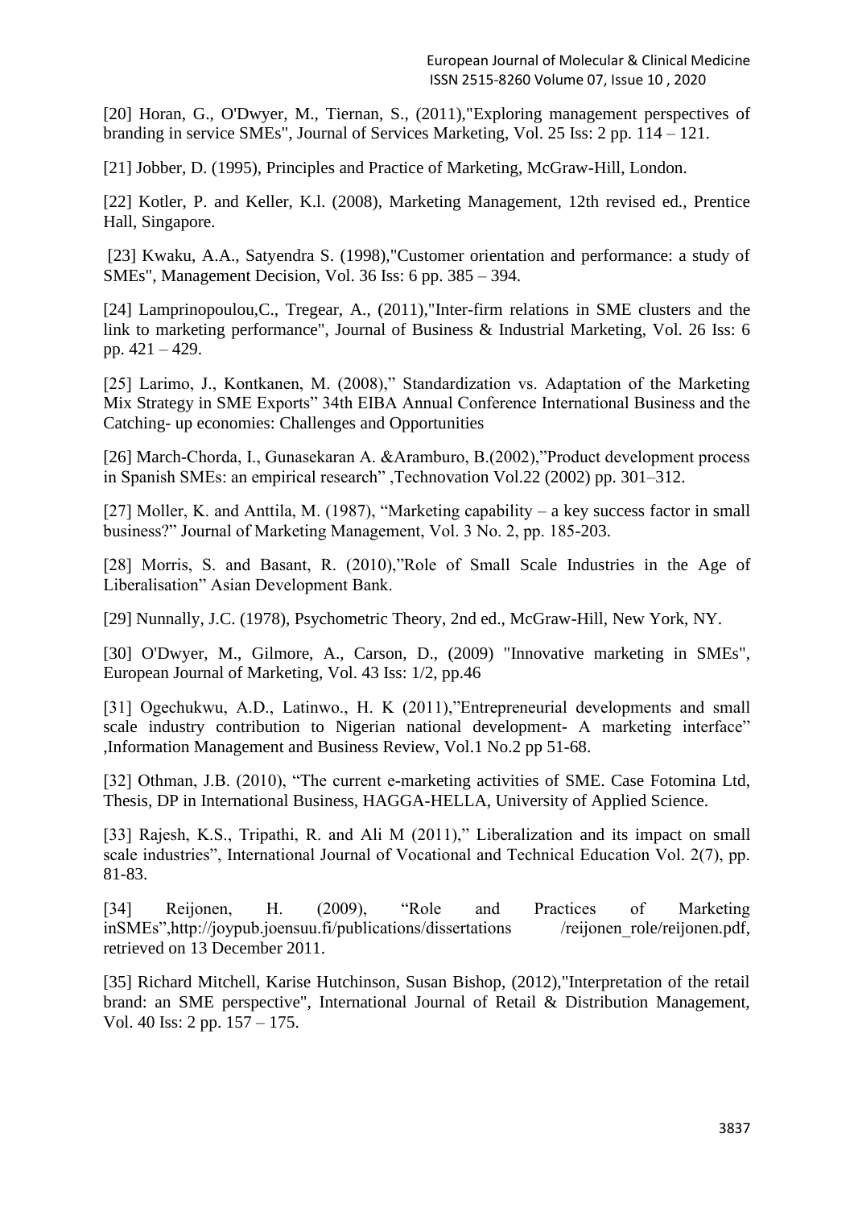[20] Horan, G., O'Dwyer, M., Tiernan, S., (2011),"Exploring management perspectives of branding in service SMEs", Journal of Services Marketing, Vol. 25 Iss: 2 pp. 114 – 121.

[21] Jobber, D. (1995), Principles and Practice of Marketing, McGraw-Hill, London.

[22] Kotler, P. and Keller, K.l. (2008), Marketing Management, 12th revised ed., Prentice Hall, Singapore.

[23] Kwaku, A.A., Satyendra S. (1998),"Customer orientation and performance: a study of SMEs", Management Decision, Vol. 36 Iss: 6 pp. 385 – 394.

[24] Lamprinopoulou,C., Tregear, A., (2011),"Inter-firm relations in SME clusters and the link to marketing performance", Journal of Business & Industrial Marketing, Vol. 26 Iss: 6 pp. 421 – 429.

[25] Larimo, J., Kontkanen, M. (2008)," Standardization vs. Adaptation of the Marketing Mix Strategy in SME Exports" 34th EIBA Annual Conference International Business and the Catching- up economies: Challenges and Opportunities

[26] March-Chorda, I., Gunasekaran A. &Aramburo, B.(2002),"Product development process in Spanish SMEs: an empirical research" ,Technovation Vol.22 (2002) pp. 301–312.

[27] Moller, K. and Anttila, M. (1987), "Marketing capability – a key success factor in small business?" Journal of Marketing Management, Vol. 3 No. 2, pp. 185-203.

[28] Morris, S. and Basant, R. (2010),"Role of Small Scale Industries in the Age of Liberalisation" Asian Development Bank.

[29] Nunnally, J.C. (1978), Psychometric Theory, 2nd ed., McGraw-Hill, New York, NY.

[30] O'Dwyer, M., Gilmore, A., Carson, D., (2009) "Innovative marketing in SMEs", European Journal of Marketing, Vol. 43 Iss: 1/2, pp.46

[31] Ogechukwu, A.D., Latinwo., H. K (2011),"Entrepreneurial developments and small scale industry contribution to Nigerian national development- A marketing interface" ,Information Management and Business Review, Vol.1 No.2 pp 51-68.

[32] Othman, J.B. (2010), "The current e-marketing activities of SME. Case Fotomina Ltd, Thesis, DP in International Business, HAGGA-HELLA, University of Applied Science.

[33] Rajesh, K.S., Tripathi, R. and Ali M (2011)," Liberalization and its impact on small scale industries", International Journal of Vocational and Technical Education Vol. 2(7), pp. 81-83.

[34] Reijonen, H. (2009), "Role and Practices of Marketing inSMEs",http://joypub.joensuu.fi/publications/dissertations /reijonen_role/reijonen.pdf, retrieved on 13 December 2011.

[35] Richard Mitchell, Karise Hutchinson, Susan Bishop, (2012),"Interpretation of the retail brand: an SME perspective", International Journal of Retail & Distribution Management, Vol. 40 Iss: 2 pp. 157 – 175.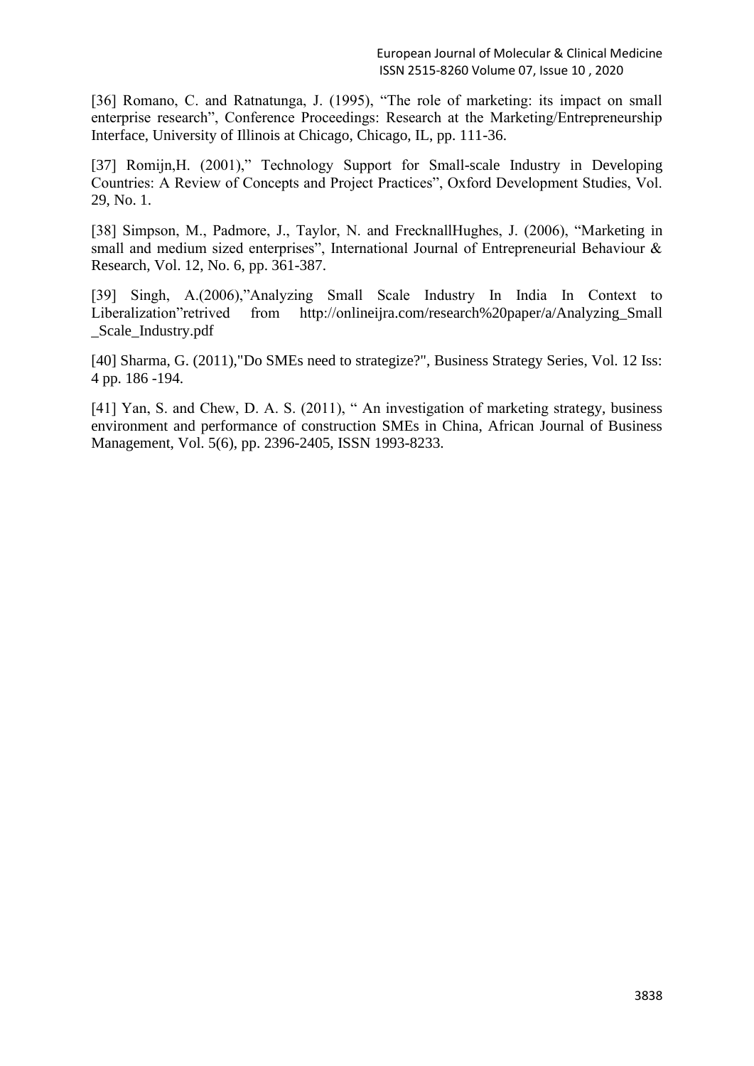[36] Romano, C. and Ratnatunga, J. (1995), "The role of marketing: its impact on small enterprise research", Conference Proceedings: Research at the Marketing/Entrepreneurship Interface, University of Illinois at Chicago, Chicago, IL, pp. 111-36.

[37] Romijn,H. (2001)," Technology Support for Small-scale Industry in Developing Countries: A Review of Concepts and Project Practices", Oxford Development Studies, Vol. 29, No. 1.

[38] Simpson, M., Padmore, J., Taylor, N. and FrecknallHughes, J. (2006), "Marketing in small and medium sized enterprises", International Journal of Entrepreneurial Behaviour & Research, Vol. 12, No. 6, pp. 361-387.

[39] Singh, A.(2006),"Analyzing Small Scale Industry In India In Context to Liberalization"retrived from http://onlineijra.com/research%20paper/a/Analyzing_Small_Scale_Industry.pdf

[40] Sharma, G. (2011),"Do SMEs need to strategize?", Business Strategy Series, Vol. 12 Iss: 4 pp. 186 -194.

[41] Yan, S. and Chew, D. A. S. (2011), " An investigation of marketing strategy, business environment and performance of construction SMEs in China, African Journal of Business Management, Vol. 5(6), pp. 2396-2405, ISSN 1993-8233.